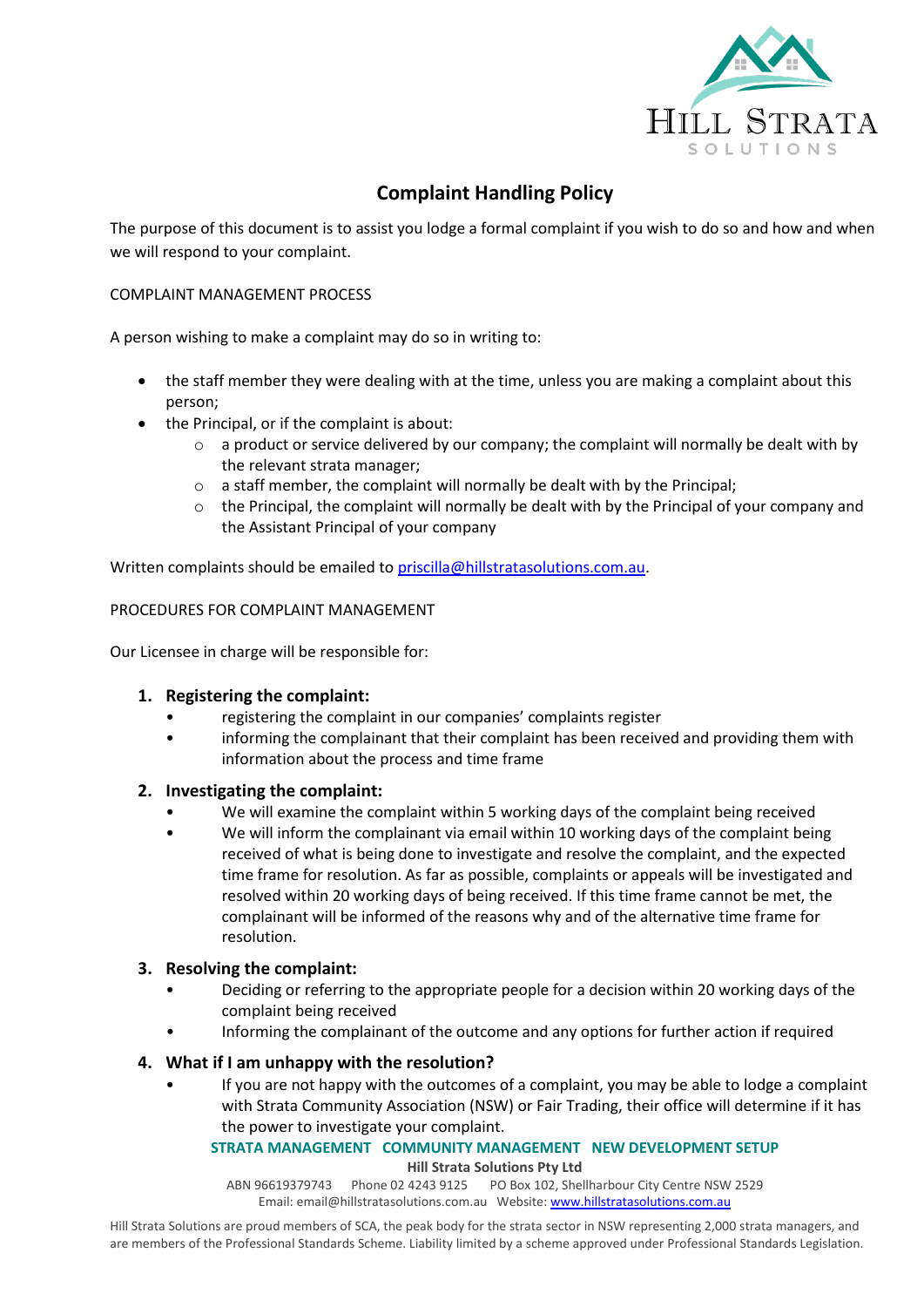# Complaint Handling Policy

The purpose of this document is to assist you lodge a formal complaint if you wish to do so and how and when we will respond to your complaint.

COMPLAINT MANAGEMENT PROCESS

A person wishing to make a complaint may do so in writing to:

- the staff member they were dealing with at the time, unless you are making a complaint about this person;
- the Principal, or if the complaint is about:
  - a product or service delivered by our company; the complaint will normally be dealt with by the relevant strata manager;
  - a staff member, the complaint will normally be dealt with by the Principal;
  - the Principal, the complaint will normally be dealt with by the Principal of your company and the Assistant Principal of your company

Written complaints should be emailed to priscilla@hillstratasolutions.com.au.

PROCEDURES FOR COMPLAINT MANAGEMENT

Our Licensee in charge will be responsible for:

1. **Registering the complaint:**
   - registering the complaint in our companies' complaints register
   - informing the complainant that their complaint has been received and providing them with information about the process and time frame
2. **Investigating the complaint:**
   - We will examine the complaint within 5 working days of the complaint being received
   - We will inform the complainant via email within 10 working days of the complaint being received of what is being done to investigate and resolve the complaint, and the expected time frame for resolution. As far as possible, complaints or appeals will be investigated and resolved within 20 working days of being received. If this time frame cannot be met, the complainant will be informed of the reasons why and of the alternative time frame for resolution.
3. **Resolving the complaint:**
   - Deciding or referring to the appropriate people for a decision within 20 working days of the complaint being received
   - Informing the complainant of the outcome and any options for further action if required
4. **What if I am unhappy with the resolution?**
   - If you are not happy with the outcomes of a complaint, you may be able to lodge a complaint with Strata Community Association (NSW) or Fair Trading, their office will determine if it has the power to investigate your complaint.

**STRATA MANAGEMENT COMMUNITY MANAGEMENT NEW DEVELOPMENT SETUP**

**Hill Strata Solutions Pty Ltd**

ABN 96619379743 Phone 02 4243 9125 PO Box 102, Shellharbour City Centre NSW 2529

Email: email@hillstratasolutions.com.au Website: www.hillstratasolutions.com.au

Hill Strata Solutions are proud members of SCA, the peak body for the strata sector in NSW representing 2,000 strata managers, and are members of the Professional Standards Scheme. Liability limited by a scheme approved under Professional Standards Legislation.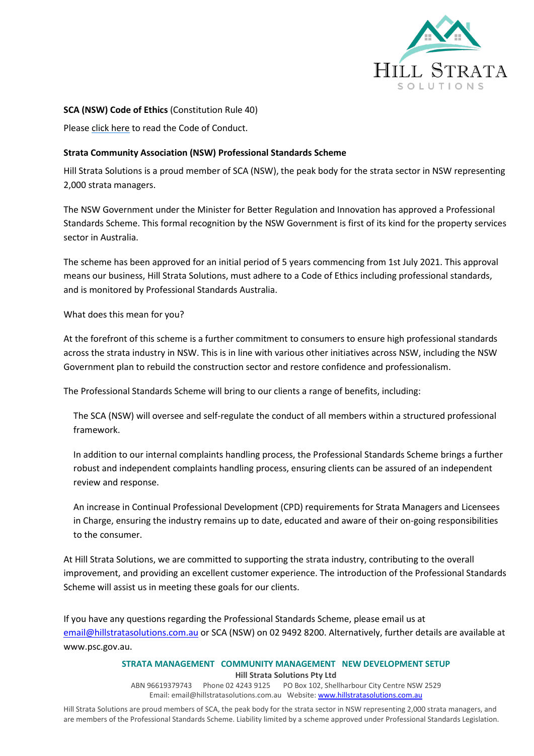**SCA (NSW) Code of Ethics** (Constitution Rule 40)

Please click here to read the Code of Conduct.

**Strata Community Association (NSW) Professional Standards Scheme**

Hill Strata Solutions is a proud member of SCA (NSW), the peak body for the strata sector in NSW representing 2,000 strata managers.

The NSW Government under the Minister for Better Regulation and Innovation has approved a Professional Standards Scheme. This formal recognition by the NSW Government is first of its kind for the property services sector in Australia.

The scheme has been approved for an initial period of 5 years commencing from 1st July 2021. This approval means our business, Hill Strata Solutions, must adhere to a Code of Ethics including professional standards, and is monitored by Professional Standards Australia.

What does this mean for you?

At the forefront of this scheme is a further commitment to consumers to ensure high professional standards across the strata industry in NSW. This is in line with various other initiatives across NSW, including the NSW Government plan to rebuild the construction sector and restore confidence and professionalism.

The Professional Standards Scheme will bring to our clients a range of benefits, including:

> The SCA (NSW) will oversee and self-regulate the conduct of all members within a structured professional framework.
>
> In addition to our internal complaints handling process, the Professional Standards Scheme brings a further robust and independent complaints handling process, ensuring clients can be assured of an independent review and response.
>
> An increase in Continual Professional Development (CPD) requirements for Strata Managers and Licensees in Charge, ensuring the industry remains up to date, educated and aware of their on-going responsibilities to the consumer.

At Hill Strata Solutions, we are committed to supporting the strata industry, contributing to the overall improvement, and providing an excellent customer experience. The introduction of the Professional Standards Scheme will assist us in meeting these goals for our clients.

If you have any questions regarding the Professional Standards Scheme, please email us at email@hillstratasolutions.com.au or SCA (NSW) on 02 9492 8200. Alternatively, further details are available at www.psc.gov.au.

**STRATA MANAGEMENT   COMMUNITY MANAGEMENT   NEW DEVELOPMENT SETUP**

**Hill Strata Solutions Pty Ltd**

ABN 96619379743   Phone 02 4243 9125   PO Box 102, Shellharbour City Centre NSW 2529

Email: email@hillstratasolutions.com.au   Website: www.hillstratasolutions.com.au

Hill Strata Solutions are proud members of SCA, the peak body for the strata sector in NSW representing 2,000 strata managers, and are members of the Professional Standards Scheme. Liability limited by a scheme approved under Professional Standards Legislation.